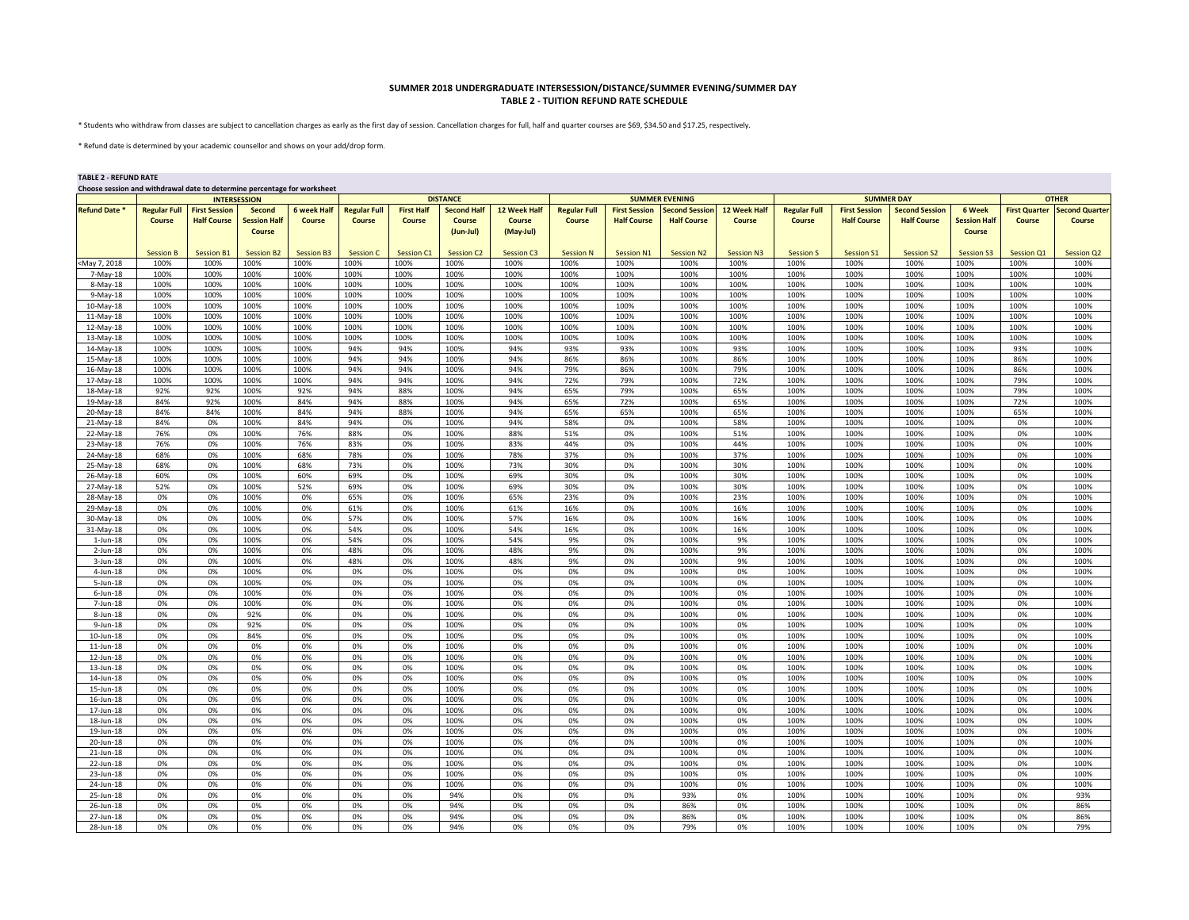# SUMMER 2018 UNDERGRADUATE INTERSESSION/DISTANCE/SUMMER EVENING/SUMMER DAY

## TABLE 2 - TUITION REFUND RATE SCHEDULE

* Students who withdraw from classes are subject to cancellation charges as early as the first day of session. Cancellation charges for full, half and quarter courses are $69, $34.50 and $17.25, respectively.

* Refund date is determined by your academic counsellor and shows on your add/drop form.

**TABLE 2 - REFUND RATE**

**Choose session and withdrawal date to determine percentage for worksheet**

| | INTERSESSION | | | | DISTANCE | | | | SUMMER EVENING | | | | SUMMER DAY | | | | OTHER | |
|---|---|---|---|---|---|---|---|---|---|---|---|---|---|---|---|---|---|---|
| **Refund Date *** | **Regular Full Course** | **First Session Half Course** | **Second Session Half Course** | **6 week Half Course** | **Regular Full Course** | **First Half Course** | **Second Half Course (Jun-Jul)** | **12 Week Half Course (May-Jul)** | **Regular Full Course** | **First Session Half Course** | **Second Session Half Course** | **12 Week Half Course** | **Regular Full Course** | **First Session Half Course** | **Second Session Half Course** | **6 Week Session Half Course** | **First Quarter Course** | **Second Quarter Course** |
| | Session B | Session B1 | Session B2 | Session B3 | Session C | Session C1 | Session C2 | Session C3 | Session N | Session N1 | Session N2 | Session N3 | Session S | Session S1 | Session S2 | Session S3 | Session Q1 | Session Q2 |
| <May 7, 2018 | 100% | 100% | 100% | 100% | 100% | 100% | 100% | 100% | 100% | 100% | 100% | 100% | 100% | 100% | 100% | 100% | 100% | 100% |
| 7-May-18 | 100% | 100% | 100% | 100% | 100% | 100% | 100% | 100% | 100% | 100% | 100% | 100% | 100% | 100% | 100% | 100% | 100% | 100% |
| 8-May-18 | 100% | 100% | 100% | 100% | 100% | 100% | 100% | 100% | 100% | 100% | 100% | 100% | 100% | 100% | 100% | 100% | 100% | 100% |
| 9-May-18 | 100% | 100% | 100% | 100% | 100% | 100% | 100% | 100% | 100% | 100% | 100% | 100% | 100% | 100% | 100% | 100% | 100% | 100% |
| 10-May-18 | 100% | 100% | 100% | 100% | 100% | 100% | 100% | 100% | 100% | 100% | 100% | 100% | 100% | 100% | 100% | 100% | 100% | 100% |
| 11-May-18 | 100% | 100% | 100% | 100% | 100% | 100% | 100% | 100% | 100% | 100% | 100% | 100% | 100% | 100% | 100% | 100% | 100% | 100% |
| 12-May-18 | 100% | 100% | 100% | 100% | 100% | 100% | 100% | 100% | 100% | 100% | 100% | 100% | 100% | 100% | 100% | 100% | 100% | 100% |
| 13-May-18 | 100% | 100% | 100% | 100% | 100% | 100% | 100% | 100% | 100% | 100% | 100% | 100% | 100% | 100% | 100% | 100% | 100% | 100% |
| 14-May-18 | 100% | 100% | 100% | 100% | 94% | 94% | 100% | 94% | 93% | 93% | 100% | 93% | 100% | 100% | 100% | 100% | 93% | 100% |
| 15-May-18 | 100% | 100% | 100% | 100% | 94% | 94% | 100% | 94% | 86% | 86% | 100% | 86% | 100% | 100% | 100% | 100% | 86% | 100% |
| 16-May-18 | 100% | 100% | 100% | 100% | 94% | 94% | 100% | 94% | 79% | 86% | 100% | 79% | 100% | 100% | 100% | 100% | 86% | 100% |
| 17-May-18 | 100% | 100% | 100% | 100% | 94% | 94% | 100% | 94% | 72% | 79% | 100% | 72% | 100% | 100% | 100% | 100% | 79% | 100% |
| 18-May-18 | 92% | 92% | 100% | 92% | 94% | 88% | 100% | 94% | 65% | 79% | 100% | 65% | 100% | 100% | 100% | 100% | 79% | 100% |
| 19-May-18 | 84% | 92% | 100% | 84% | 94% | 88% | 100% | 94% | 65% | 72% | 100% | 65% | 100% | 100% | 100% | 100% | 72% | 100% |
| 20-May-18 | 84% | 84% | 100% | 84% | 94% | 88% | 100% | 94% | 65% | 65% | 100% | 65% | 100% | 100% | 100% | 100% | 65% | 100% |
| 21-May-18 | 84% | 0% | 100% | 84% | 94% | 0% | 100% | 94% | 58% | 0% | 100% | 58% | 100% | 100% | 100% | 100% | 0% | 100% |
| 22-May-18 | 76% | 0% | 100% | 76% | 88% | 0% | 100% | 88% | 51% | 0% | 100% | 51% | 100% | 100% | 100% | 100% | 0% | 100% |
| 23-May-18 | 76% | 0% | 100% | 76% | 83% | 0% | 100% | 83% | 44% | 0% | 100% | 44% | 100% | 100% | 100% | 100% | 0% | 100% |
| 24-May-18 | 68% | 0% | 100% | 68% | 78% | 0% | 100% | 78% | 37% | 0% | 100% | 37% | 100% | 100% | 100% | 100% | 0% | 100% |
| 25-May-18 | 68% | 0% | 100% | 68% | 73% | 0% | 100% | 73% | 30% | 0% | 100% | 30% | 100% | 100% | 100% | 100% | 0% | 100% |
| 26-May-18 | 60% | 0% | 100% | 60% | 69% | 0% | 100% | 69% | 30% | 0% | 100% | 30% | 100% | 100% | 100% | 100% | 0% | 100% |
| 27-May-18 | 52% | 0% | 100% | 52% | 69% | 0% | 100% | 69% | 30% | 0% | 100% | 30% | 100% | 100% | 100% | 100% | 0% | 100% |
| 28-May-18 | 0% | 0% | 100% | 0% | 65% | 0% | 100% | 65% | 23% | 0% | 100% | 23% | 100% | 100% | 100% | 100% | 0% | 100% |
| 29-May-18 | 0% | 0% | 100% | 0% | 61% | 0% | 100% | 61% | 16% | 0% | 100% | 16% | 100% | 100% | 100% | 100% | 0% | 100% |
| 30-May-18 | 0% | 0% | 100% | 0% | 57% | 0% | 100% | 57% | 16% | 0% | 100% | 16% | 100% | 100% | 100% | 100% | 0% | 100% |
| 31-May-18 | 0% | 0% | 100% | 0% | 54% | 0% | 100% | 54% | 16% | 0% | 100% | 16% | 100% | 100% | 100% | 100% | 0% | 100% |
| 1-Jun-18 | 0% | 0% | 100% | 0% | 54% | 0% | 100% | 54% | 9% | 0% | 100% | 9% | 100% | 100% | 100% | 100% | 0% | 100% |
| 2-Jun-18 | 0% | 0% | 100% | 0% | 48% | 0% | 100% | 48% | 9% | 0% | 100% | 9% | 100% | 100% | 100% | 100% | 0% | 100% |
| 3-Jun-18 | 0% | 0% | 100% | 0% | 48% | 0% | 100% | 48% | 9% | 0% | 100% | 9% | 100% | 100% | 100% | 100% | 0% | 100% |
| 4-Jun-18 | 0% | 0% | 100% | 0% | 0% | 0% | 100% | 0% | 0% | 0% | 100% | 0% | 100% | 100% | 100% | 100% | 0% | 100% |
| 5-Jun-18 | 0% | 0% | 100% | 0% | 0% | 0% | 100% | 0% | 0% | 0% | 100% | 0% | 100% | 100% | 100% | 100% | 0% | 100% |
| 6-Jun-18 | 0% | 0% | 100% | 0% | 0% | 0% | 100% | 0% | 0% | 0% | 100% | 0% | 100% | 100% | 100% | 100% | 0% | 100% |
| 7-Jun-18 | 0% | 0% | 100% | 0% | 0% | 0% | 100% | 0% | 0% | 0% | 100% | 0% | 100% | 100% | 100% | 100% | 0% | 100% |
| 8-Jun-18 | 0% | 0% | 92% | 0% | 0% | 0% | 100% | 0% | 0% | 0% | 100% | 0% | 100% | 100% | 100% | 100% | 0% | 100% |
| 9-Jun-18 | 0% | 0% | 92% | 0% | 0% | 0% | 100% | 0% | 0% | 0% | 100% | 0% | 100% | 100% | 100% | 100% | 0% | 100% |
| 10-Jun-18 | 0% | 0% | 84% | 0% | 0% | 0% | 100% | 0% | 0% | 0% | 100% | 0% | 100% | 100% | 100% | 100% | 0% | 100% |
| 11-Jun-18 | 0% | 0% | 0% | 0% | 0% | 0% | 100% | 0% | 0% | 0% | 100% | 0% | 100% | 100% | 100% | 100% | 0% | 100% |
| 12-Jun-18 | 0% | 0% | 0% | 0% | 0% | 0% | 100% | 0% | 0% | 0% | 100% | 0% | 100% | 100% | 100% | 100% | 0% | 100% |
| 13-Jun-18 | 0% | 0% | 0% | 0% | 0% | 0% | 100% | 0% | 0% | 0% | 100% | 0% | 100% | 100% | 100% | 100% | 0% | 100% |
| 14-Jun-18 | 0% | 0% | 0% | 0% | 0% | 0% | 100% | 0% | 0% | 0% | 100% | 0% | 100% | 100% | 100% | 100% | 0% | 100% |
| 15-Jun-18 | 0% | 0% | 0% | 0% | 0% | 0% | 100% | 0% | 0% | 0% | 100% | 0% | 100% | 100% | 100% | 100% | 0% | 100% |
| 16-Jun-18 | 0% | 0% | 0% | 0% | 0% | 0% | 100% | 0% | 0% | 0% | 100% | 0% | 100% | 100% | 100% | 100% | 0% | 100% |
| 17-Jun-18 | 0% | 0% | 0% | 0% | 0% | 0% | 100% | 0% | 0% | 0% | 100% | 0% | 100% | 100% | 100% | 100% | 0% | 100% |
| 18-Jun-18 | 0% | 0% | 0% | 0% | 0% | 0% | 100% | 0% | 0% | 0% | 100% | 0% | 100% | 100% | 100% | 100% | 0% | 100% |
| 19-Jun-18 | 0% | 0% | 0% | 0% | 0% | 0% | 100% | 0% | 0% | 0% | 100% | 0% | 100% | 100% | 100% | 100% | 0% | 100% |
| 20-Jun-18 | 0% | 0% | 0% | 0% | 0% | 0% | 100% | 0% | 0% | 0% | 100% | 0% | 100% | 100% | 100% | 100% | 0% | 100% |
| 21-Jun-18 | 0% | 0% | 0% | 0% | 0% | 0% | 100% | 0% | 0% | 0% | 100% | 0% | 100% | 100% | 100% | 100% | 0% | 100% |
| 22-Jun-18 | 0% | 0% | 0% | 0% | 0% | 0% | 100% | 0% | 0% | 0% | 100% | 0% | 100% | 100% | 100% | 100% | 0% | 100% |
| 23-Jun-18 | 0% | 0% | 0% | 0% | 0% | 0% | 100% | 0% | 0% | 0% | 100% | 0% | 100% | 100% | 100% | 100% | 0% | 100% |
| 24-Jun-18 | 0% | 0% | 0% | 0% | 0% | 0% | 100% | 0% | 0% | 0% | 100% | 0% | 100% | 100% | 100% | 100% | 0% | 100% |
| 25-Jun-18 | 0% | 0% | 0% | 0% | 0% | 0% | 94% | 0% | 0% | 0% | 93% | 0% | 100% | 100% | 100% | 100% | 0% | 93% |
| 26-Jun-18 | 0% | 0% | 0% | 0% | 0% | 0% | 94% | 0% | 0% | 0% | 86% | 0% | 100% | 100% | 100% | 100% | 0% | 86% |
| 27-Jun-18 | 0% | 0% | 0% | 0% | 0% | 0% | 94% | 0% | 0% | 0% | 86% | 0% | 100% | 100% | 100% | 100% | 0% | 86% |
| 28-Jun-18 | 0% | 0% | 0% | 0% | 0% | 0% | 94% | 0% | 0% | 0% | 79% | 0% | 100% | 100% | 100% | 100% | 0% | 79% |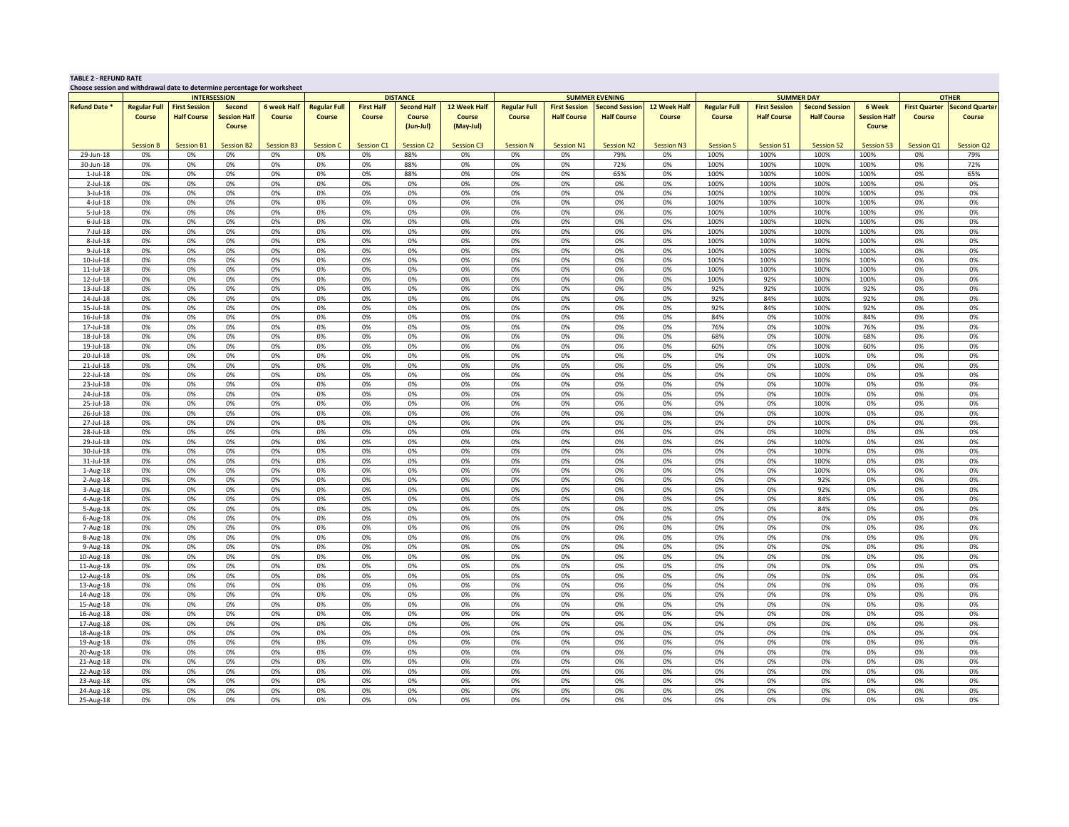**TABLE 2 - REFUND RATE**

**Choose session and withdrawal date to determine percentage for worksheet**

| | INTERSESSION | | | | DISTANCE | | | | SUMMER EVENING | | | | SUMMER DAY | | | | OTHER | |
|---|---|---|---|---|---|---|---|---|---|---|---|---|---|---|---|---|---|---|
| **Refund Date *** | **Regular Full Course** | **First Session Half Course** | **Second Session Half Course** | **6 week Half Course** | **Regular Full Course** | **First Half Course** | **Second Half Course (Jun-Jul)** | **12 Week Half Course (May-Jul)** | **Regular Full Course** | **First Session Half Course** | **Second Session Half Course** | **12 Week Half Course** | **Regular Full Course** | **First Session Half Course** | **Second Session Half Course** | **6 Week Session Half Course** | **First Quarter Course** | **Second Quarter Course** |
| | Session B | Session B1 | Session B2 | Session B3 | Session C | Session C1 | Session C2 | Session C3 | Session N | Session N1 | Session N2 | Session N3 | Session S | Session S1 | Session S2 | Session S3 | Session Q1 | Session Q2 |
| 29-Jun-18 | 0% | 0% | 0% | 0% | 0% | 0% | 88% | 0% | 0% | 0% | 79% | 0% | 100% | 100% | 100% | 100% | 0% | 79% |
| 30-Jun-18 | 0% | 0% | 0% | 0% | 0% | 0% | 88% | 0% | 0% | 0% | 72% | 0% | 100% | 100% | 100% | 100% | 0% | 72% |
| 1-Jul-18 | 0% | 0% | 0% | 0% | 0% | 0% | 88% | 0% | 0% | 0% | 65% | 0% | 100% | 100% | 100% | 100% | 0% | 65% |
| 2-Jul-18 | 0% | 0% | 0% | 0% | 0% | 0% | 0% | 0% | 0% | 0% | 0% | 0% | 100% | 100% | 100% | 100% | 0% | 0% |
| 3-Jul-18 | 0% | 0% | 0% | 0% | 0% | 0% | 0% | 0% | 0% | 0% | 0% | 0% | 100% | 100% | 100% | 100% | 0% | 0% |
| 4-Jul-18 | 0% | 0% | 0% | 0% | 0% | 0% | 0% | 0% | 0% | 0% | 0% | 0% | 100% | 100% | 100% | 100% | 0% | 0% |
| 5-Jul-18 | 0% | 0% | 0% | 0% | 0% | 0% | 0% | 0% | 0% | 0% | 0% | 0% | 100% | 100% | 100% | 100% | 0% | 0% |
| 6-Jul-18 | 0% | 0% | 0% | 0% | 0% | 0% | 0% | 0% | 0% | 0% | 0% | 0% | 100% | 100% | 100% | 100% | 0% | 0% |
| 7-Jul-18 | 0% | 0% | 0% | 0% | 0% | 0% | 0% | 0% | 0% | 0% | 0% | 0% | 100% | 100% | 100% | 100% | 0% | 0% |
| 8-Jul-18 | 0% | 0% | 0% | 0% | 0% | 0% | 0% | 0% | 0% | 0% | 0% | 0% | 100% | 100% | 100% | 100% | 0% | 0% |
| 9-Jul-18 | 0% | 0% | 0% | 0% | 0% | 0% | 0% | 0% | 0% | 0% | 0% | 0% | 100% | 100% | 100% | 100% | 0% | 0% |
| 10-Jul-18 | 0% | 0% | 0% | 0% | 0% | 0% | 0% | 0% | 0% | 0% | 0% | 0% | 100% | 100% | 100% | 100% | 0% | 0% |
| 11-Jul-18 | 0% | 0% | 0% | 0% | 0% | 0% | 0% | 0% | 0% | 0% | 0% | 0% | 100% | 100% | 100% | 100% | 0% | 0% |
| 12-Jul-18 | 0% | 0% | 0% | 0% | 0% | 0% | 0% | 0% | 0% | 0% | 0% | 0% | 100% | 92% | 100% | 100% | 0% | 0% |
| 13-Jul-18 | 0% | 0% | 0% | 0% | 0% | 0% | 0% | 0% | 0% | 0% | 0% | 0% | 92% | 92% | 100% | 92% | 0% | 0% |
| 14-Jul-18 | 0% | 0% | 0% | 0% | 0% | 0% | 0% | 0% | 0% | 0% | 0% | 0% | 92% | 84% | 100% | 92% | 0% | 0% |
| 15-Jul-18 | 0% | 0% | 0% | 0% | 0% | 0% | 0% | 0% | 0% | 0% | 0% | 0% | 92% | 84% | 100% | 92% | 0% | 0% |
| 16-Jul-18 | 0% | 0% | 0% | 0% | 0% | 0% | 0% | 0% | 0% | 0% | 0% | 0% | 84% | 0% | 100% | 84% | 0% | 0% |
| 17-Jul-18 | 0% | 0% | 0% | 0% | 0% | 0% | 0% | 0% | 0% | 0% | 0% | 0% | 76% | 0% | 100% | 76% | 0% | 0% |
| 18-Jul-18 | 0% | 0% | 0% | 0% | 0% | 0% | 0% | 0% | 0% | 0% | 0% | 0% | 68% | 0% | 100% | 68% | 0% | 0% |
| 19-Jul-18 | 0% | 0% | 0% | 0% | 0% | 0% | 0% | 0% | 0% | 0% | 0% | 0% | 60% | 0% | 100% | 60% | 0% | 0% |
| 20-Jul-18 | 0% | 0% | 0% | 0% | 0% | 0% | 0% | 0% | 0% | 0% | 0% | 0% | 0% | 0% | 100% | 0% | 0% | 0% |
| 21-Jul-18 | 0% | 0% | 0% | 0% | 0% | 0% | 0% | 0% | 0% | 0% | 0% | 0% | 0% | 0% | 100% | 0% | 0% | 0% |
| 22-Jul-18 | 0% | 0% | 0% | 0% | 0% | 0% | 0% | 0% | 0% | 0% | 0% | 0% | 0% | 0% | 100% | 0% | 0% | 0% |
| 23-Jul-18 | 0% | 0% | 0% | 0% | 0% | 0% | 0% | 0% | 0% | 0% | 0% | 0% | 0% | 0% | 100% | 0% | 0% | 0% |
| 24-Jul-18 | 0% | 0% | 0% | 0% | 0% | 0% | 0% | 0% | 0% | 0% | 0% | 0% | 0% | 0% | 100% | 0% | 0% | 0% |
| 25-Jul-18 | 0% | 0% | 0% | 0% | 0% | 0% | 0% | 0% | 0% | 0% | 0% | 0% | 0% | 0% | 100% | 0% | 0% | 0% |
| 26-Jul-18 | 0% | 0% | 0% | 0% | 0% | 0% | 0% | 0% | 0% | 0% | 0% | 0% | 0% | 0% | 100% | 0% | 0% | 0% |
| 27-Jul-18 | 0% | 0% | 0% | 0% | 0% | 0% | 0% | 0% | 0% | 0% | 0% | 0% | 0% | 0% | 100% | 0% | 0% | 0% |
| 28-Jul-18 | 0% | 0% | 0% | 0% | 0% | 0% | 0% | 0% | 0% | 0% | 0% | 0% | 0% | 0% | 100% | 0% | 0% | 0% |
| 29-Jul-18 | 0% | 0% | 0% | 0% | 0% | 0% | 0% | 0% | 0% | 0% | 0% | 0% | 0% | 0% | 100% | 0% | 0% | 0% |
| 30-Jul-18 | 0% | 0% | 0% | 0% | 0% | 0% | 0% | 0% | 0% | 0% | 0% | 0% | 0% | 0% | 100% | 0% | 0% | 0% |
| 31-Jul-18 | 0% | 0% | 0% | 0% | 0% | 0% | 0% | 0% | 0% | 0% | 0% | 0% | 0% | 0% | 100% | 0% | 0% | 0% |
| 1-Aug-18 | 0% | 0% | 0% | 0% | 0% | 0% | 0% | 0% | 0% | 0% | 0% | 0% | 0% | 0% | 100% | 0% | 0% | 0% |
| 2-Aug-18 | 0% | 0% | 0% | 0% | 0% | 0% | 0% | 0% | 0% | 0% | 0% | 0% | 0% | 0% | 92% | 0% | 0% | 0% |
| 3-Aug-18 | 0% | 0% | 0% | 0% | 0% | 0% | 0% | 0% | 0% | 0% | 0% | 0% | 0% | 0% | 92% | 0% | 0% | 0% |
| 4-Aug-18 | 0% | 0% | 0% | 0% | 0% | 0% | 0% | 0% | 0% | 0% | 0% | 0% | 0% | 0% | 84% | 0% | 0% | 0% |
| 5-Aug-18 | 0% | 0% | 0% | 0% | 0% | 0% | 0% | 0% | 0% | 0% | 0% | 0% | 0% | 0% | 84% | 0% | 0% | 0% |
| 6-Aug-18 | 0% | 0% | 0% | 0% | 0% | 0% | 0% | 0% | 0% | 0% | 0% | 0% | 0% | 0% | 0% | 0% | 0% | 0% |
| 7-Aug-18 | 0% | 0% | 0% | 0% | 0% | 0% | 0% | 0% | 0% | 0% | 0% | 0% | 0% | 0% | 0% | 0% | 0% | 0% |
| 8-Aug-18 | 0% | 0% | 0% | 0% | 0% | 0% | 0% | 0% | 0% | 0% | 0% | 0% | 0% | 0% | 0% | 0% | 0% | 0% |
| 9-Aug-18 | 0% | 0% | 0% | 0% | 0% | 0% | 0% | 0% | 0% | 0% | 0% | 0% | 0% | 0% | 0% | 0% | 0% | 0% |
| 10-Aug-18 | 0% | 0% | 0% | 0% | 0% | 0% | 0% | 0% | 0% | 0% | 0% | 0% | 0% | 0% | 0% | 0% | 0% | 0% |
| 11-Aug-18 | 0% | 0% | 0% | 0% | 0% | 0% | 0% | 0% | 0% | 0% | 0% | 0% | 0% | 0% | 0% | 0% | 0% | 0% |
| 12-Aug-18 | 0% | 0% | 0% | 0% | 0% | 0% | 0% | 0% | 0% | 0% | 0% | 0% | 0% | 0% | 0% | 0% | 0% | 0% |
| 13-Aug-18 | 0% | 0% | 0% | 0% | 0% | 0% | 0% | 0% | 0% | 0% | 0% | 0% | 0% | 0% | 0% | 0% | 0% | 0% |
| 14-Aug-18 | 0% | 0% | 0% | 0% | 0% | 0% | 0% | 0% | 0% | 0% | 0% | 0% | 0% | 0% | 0% | 0% | 0% | 0% |
| 15-Aug-18 | 0% | 0% | 0% | 0% | 0% | 0% | 0% | 0% | 0% | 0% | 0% | 0% | 0% | 0% | 0% | 0% | 0% | 0% |
| 16-Aug-18 | 0% | 0% | 0% | 0% | 0% | 0% | 0% | 0% | 0% | 0% | 0% | 0% | 0% | 0% | 0% | 0% | 0% | 0% |
| 17-Aug-18 | 0% | 0% | 0% | 0% | 0% | 0% | 0% | 0% | 0% | 0% | 0% | 0% | 0% | 0% | 0% | 0% | 0% | 0% |
| 18-Aug-18 | 0% | 0% | 0% | 0% | 0% | 0% | 0% | 0% | 0% | 0% | 0% | 0% | 0% | 0% | 0% | 0% | 0% | 0% |
| 19-Aug-18 | 0% | 0% | 0% | 0% | 0% | 0% | 0% | 0% | 0% | 0% | 0% | 0% | 0% | 0% | 0% | 0% | 0% | 0% |
| 20-Aug-18 | 0% | 0% | 0% | 0% | 0% | 0% | 0% | 0% | 0% | 0% | 0% | 0% | 0% | 0% | 0% | 0% | 0% | 0% |
| 21-Aug-18 | 0% | 0% | 0% | 0% | 0% | 0% | 0% | 0% | 0% | 0% | 0% | 0% | 0% | 0% | 0% | 0% | 0% | 0% |
| 22-Aug-18 | 0% | 0% | 0% | 0% | 0% | 0% | 0% | 0% | 0% | 0% | 0% | 0% | 0% | 0% | 0% | 0% | 0% | 0% |
| 23-Aug-18 | 0% | 0% | 0% | 0% | 0% | 0% | 0% | 0% | 0% | 0% | 0% | 0% | 0% | 0% | 0% | 0% | 0% | 0% |
| 24-Aug-18 | 0% | 0% | 0% | 0% | 0% | 0% | 0% | 0% | 0% | 0% | 0% | 0% | 0% | 0% | 0% | 0% | 0% | 0% |
| 25-Aug-18 | 0% | 0% | 0% | 0% | 0% | 0% | 0% | 0% | 0% | 0% | 0% | 0% | 0% | 0% | 0% | 0% | 0% | 0% |